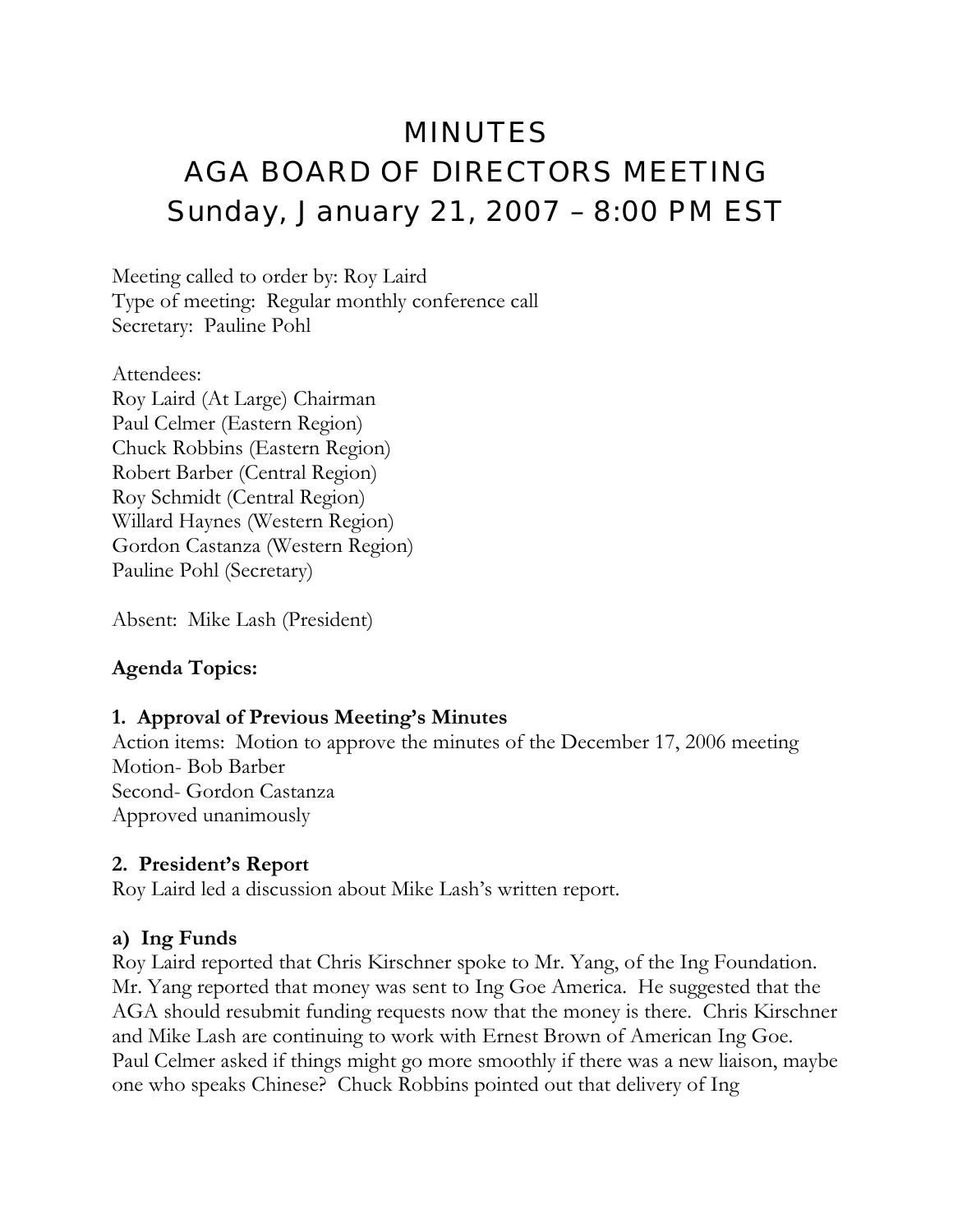# MINUTES
# AGA BOARD OF DIRECTORS MEETING
# Sunday, January 21, 2007 – 8:00 PM EST

Meeting called to order by: Roy Laird
Type of meeting: Regular monthly conference call
Secretary: Pauline Pohl

Attendees:
Roy Laird (At Large) Chairman
Paul Celmer (Eastern Region)
Chuck Robbins (Eastern Region)
Robert Barber (Central Region)
Roy Schmidt (Central Region)
Willard Haynes (Western Region)
Gordon Castanza (Western Region)
Pauline Pohl (Secretary)

Absent: Mike Lash (President)

**Agenda Topics:**

**1. Approval of Previous Meeting's Minutes**
Action items: Motion to approve the minutes of the December 17, 2006 meeting
Motion- Bob Barber
Second- Gordon Castanza
Approved unanimously

**2. President's Report**
Roy Laird led a discussion about Mike Lash's written report.

**a) Ing Funds**
Roy Laird reported that Chris Kirschner spoke to Mr. Yang, of the Ing Foundation. Mr. Yang reported that money was sent to Ing Goe America. He suggested that the AGA should resubmit funding requests now that the money is there. Chris Kirschner and Mike Lash are continuing to work with Ernest Brown of American Ing Goe. Paul Celmer asked if things might go more smoothly if there was a new liaison, maybe one who speaks Chinese? Chuck Robbins pointed out that delivery of Ing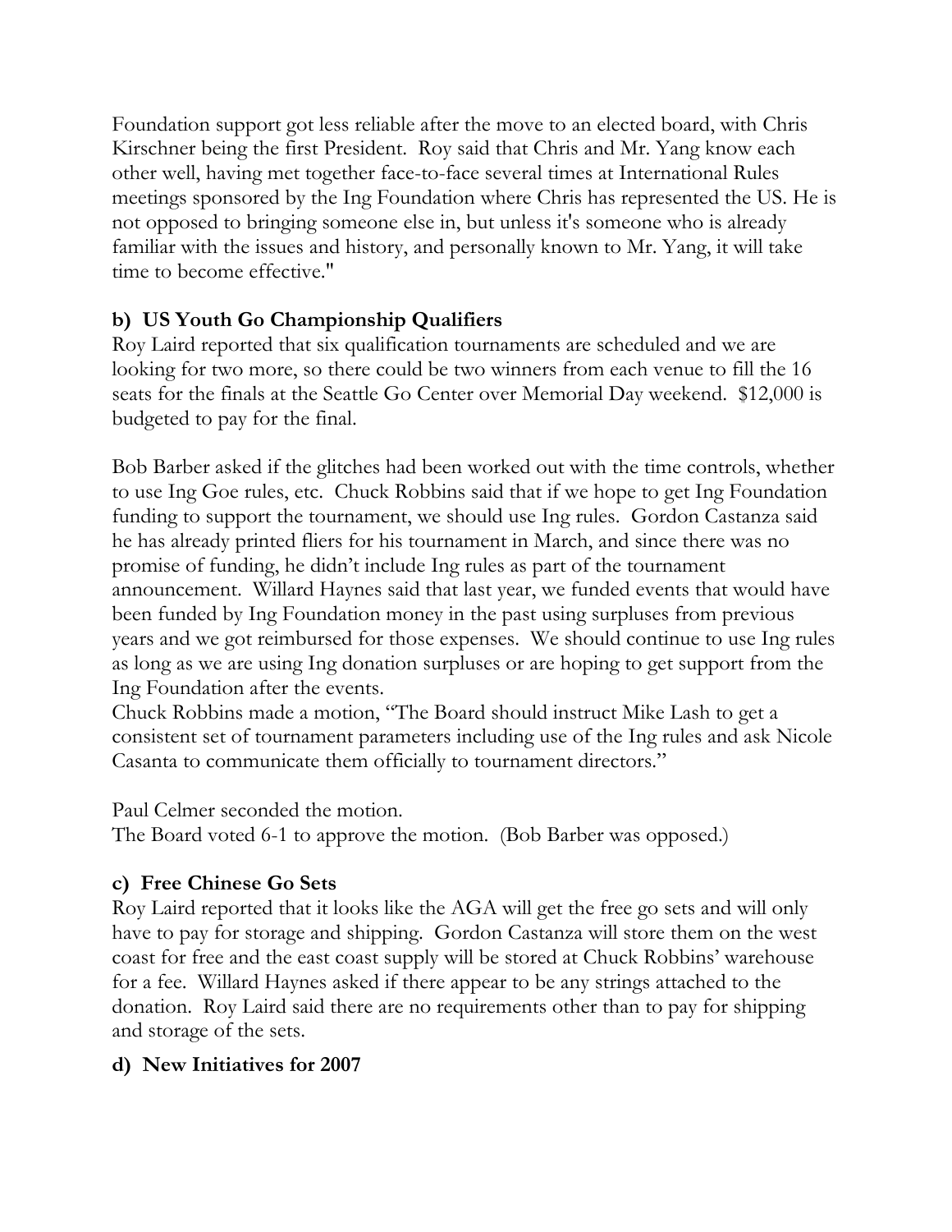Foundation support got less reliable after the move to an elected board, with Chris Kirschner being the first President. Roy said that Chris and Mr. Yang know each other well, having met together face-to-face several times at International Rules meetings sponsored by the Ing Foundation where Chris has represented the US. He is not opposed to bringing someone else in, but unless it's someone who is already familiar with the issues and history, and personally known to Mr. Yang, it will take time to become effective."

**b) US Youth Go Championship Qualifiers**

Roy Laird reported that six qualification tournaments are scheduled and we are looking for two more, so there could be two winners from each venue to fill the 16 seats for the finals at the Seattle Go Center over Memorial Day weekend. $12,000 is budgeted to pay for the final.

Bob Barber asked if the glitches had been worked out with the time controls, whether to use Ing Goe rules, etc. Chuck Robbins said that if we hope to get Ing Foundation funding to support the tournament, we should use Ing rules. Gordon Castanza said he has already printed fliers for his tournament in March, and since there was no promise of funding, he didn't include Ing rules as part of the tournament announcement. Willard Haynes said that last year, we funded events that would have been funded by Ing Foundation money in the past using surpluses from previous years and we got reimbursed for those expenses. We should continue to use Ing rules as long as we are using Ing donation surpluses or are hoping to get support from the Ing Foundation after the events.

Chuck Robbins made a motion, "The Board should instruct Mike Lash to get a consistent set of tournament parameters including use of the Ing rules and ask Nicole Casanta to communicate them officially to tournament directors."

Paul Celmer seconded the motion.

The Board voted 6-1 to approve the motion. (Bob Barber was opposed.)

**c) Free Chinese Go Sets**

Roy Laird reported that it looks like the AGA will get the free go sets and will only have to pay for storage and shipping. Gordon Castanza will store them on the west coast for free and the east coast supply will be stored at Chuck Robbins' warehouse for a fee. Willard Haynes asked if there appear to be any strings attached to the donation. Roy Laird said there are no requirements other than to pay for shipping and storage of the sets.

**d) New Initiatives for 2007**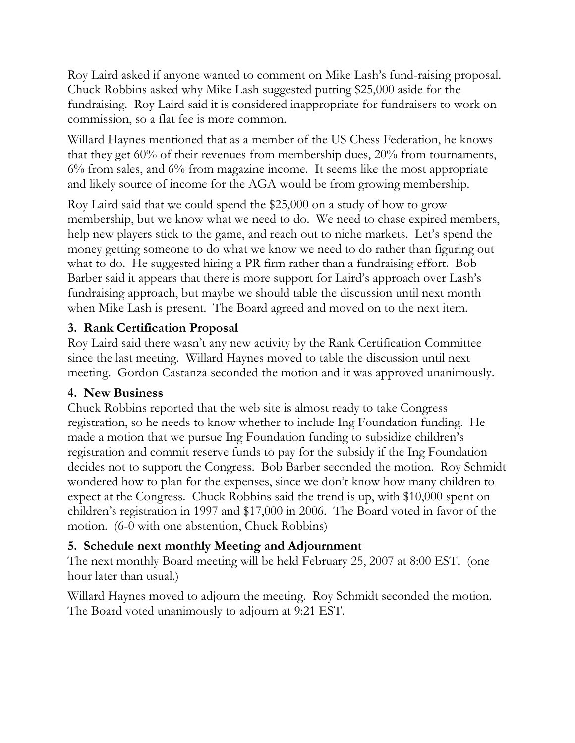Roy Laird asked if anyone wanted to comment on Mike Lash's fund-raising proposal. Chuck Robbins asked why Mike Lash suggested putting $25,000 aside for the fundraising. Roy Laird said it is considered inappropriate for fundraisers to work on commission, so a flat fee is more common.

Willard Haynes mentioned that as a member of the US Chess Federation, he knows that they get 60% of their revenues from membership dues, 20% from tournaments, 6% from sales, and 6% from magazine income. It seems like the most appropriate and likely source of income for the AGA would be from growing membership.

Roy Laird said that we could spend the $25,000 on a study of how to grow membership, but we know what we need to do. We need to chase expired members, help new players stick to the game, and reach out to niche markets. Let's spend the money getting someone to do what we know we need to do rather than figuring out what to do. He suggested hiring a PR firm rather than a fundraising effort. Bob Barber said it appears that there is more support for Laird's approach over Lash's fundraising approach, but maybe we should table the discussion until next month when Mike Lash is present. The Board agreed and moved on to the next item.

### 3. Rank Certification Proposal

Roy Laird said there wasn't any new activity by the Rank Certification Committee since the last meeting. Willard Haynes moved to table the discussion until next meeting. Gordon Castanza seconded the motion and it was approved unanimously.

### 4. New Business

Chuck Robbins reported that the web site is almost ready to take Congress registration, so he needs to know whether to include Ing Foundation funding. He made a motion that we pursue Ing Foundation funding to subsidize children's registration and commit reserve funds to pay for the subsidy if the Ing Foundation decides not to support the Congress. Bob Barber seconded the motion. Roy Schmidt wondered how to plan for the expenses, since we don't know how many children to expect at the Congress. Chuck Robbins said the trend is up, with $10,000 spent on children's registration in 1997 and $17,000 in 2006. The Board voted in favor of the motion. (6-0 with one abstention, Chuck Robbins)

### 5. Schedule next monthly Meeting and Adjournment

The next monthly Board meeting will be held February 25, 2007 at 8:00 EST. (one hour later than usual.)

Willard Haynes moved to adjourn the meeting. Roy Schmidt seconded the motion. The Board voted unanimously to adjourn at 9:21 EST.